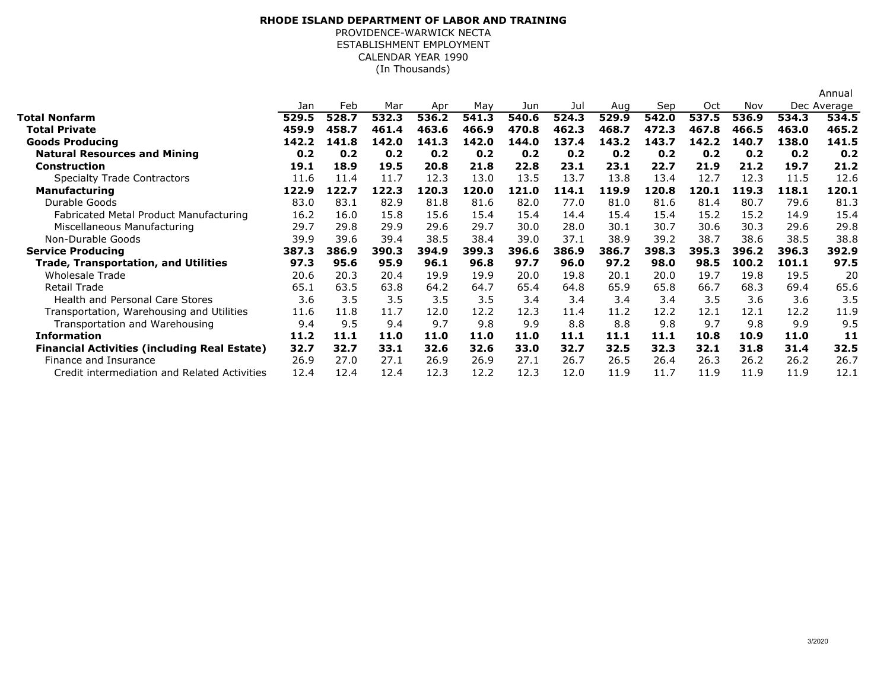**RHODE ISLAND DEPARTMENT OF LABOR AND TRAINING**
PROVIDENCE-WARWICK NECTA
ESTABLISHMENT EMPLOYMENT
CALENDAR YEAR 1990
(In Thousands)

| | Jan | Feb | Mar | Apr | May | Jun | Jul | Aug | Sep | Oct | Nov | Dec | Annual Average |
|---|---|---|---|---|---|---|---|---|---|---|---|---|---|
| **Total Nonfarm** | **529.5** | **528.7** | **532.3** | **536.2** | **541.3** | **540.6** | **524.3** | **529.9** | **542.0** | **537.5** | **536.9** | **534.3** | **534.5** |
| **Total Private** | **459.9** | **458.7** | **461.4** | **463.6** | **466.9** | **470.8** | **462.3** | **468.7** | **472.3** | **467.8** | **466.5** | **463.0** | **465.2** |
| **Goods Producing** | **142.2** | **141.8** | **142.0** | **141.3** | **142.0** | **144.0** | **137.4** | **143.2** | **143.7** | **142.2** | **140.7** | **138.0** | **141.5** |
| **Natural Resources and Mining** | **0.2** | **0.2** | **0.2** | **0.2** | **0.2** | **0.2** | **0.2** | **0.2** | **0.2** | **0.2** | **0.2** | **0.2** | **0.2** |
| **Construction** | **19.1** | **18.9** | **19.5** | **20.8** | **21.8** | **22.8** | **23.1** | **23.1** | **22.7** | **21.9** | **21.2** | **19.7** | **21.2** |
| Specialty Trade Contractors | 11.6 | 11.4 | 11.7 | 12.3 | 13.0 | 13.5 | 13.7 | 13.8 | 13.4 | 12.7 | 12.3 | 11.5 | 12.6 |
| **Manufacturing** | **122.9** | **122.7** | **122.3** | **120.3** | **120.0** | **121.0** | **114.1** | **119.9** | **120.8** | **120.1** | **119.3** | **118.1** | **120.1** |
| Durable Goods | 83.0 | 83.1 | 82.9 | 81.8 | 81.6 | 82.0 | 77.0 | 81.0 | 81.6 | 81.4 | 80.7 | 79.6 | 81.3 |
| Fabricated Metal Product Manufacturing | 16.2 | 16.0 | 15.8 | 15.6 | 15.4 | 15.4 | 14.4 | 15.4 | 15.4 | 15.2 | 15.2 | 14.9 | 15.4 |
| Miscellaneous Manufacturing | 29.7 | 29.8 | 29.9 | 29.6 | 29.7 | 30.0 | 28.0 | 30.1 | 30.7 | 30.6 | 30.3 | 29.6 | 29.8 |
| Non-Durable Goods | 39.9 | 39.6 | 39.4 | 38.5 | 38.4 | 39.0 | 37.1 | 38.9 | 39.2 | 38.7 | 38.6 | 38.5 | 38.8 |
| **Service Producing** | **387.3** | **386.9** | **390.3** | **394.9** | **399.3** | **396.6** | **386.9** | **386.7** | **398.3** | **395.3** | **396.2** | **396.3** | **392.9** |
| **Trade, Transportation, and Utilities** | **97.3** | **95.6** | **95.9** | **96.1** | **96.8** | **97.7** | **96.0** | **97.2** | **98.0** | **98.5** | **100.2** | **101.1** | **97.5** |
| Wholesale Trade | 20.6 | 20.3 | 20.4 | 19.9 | 19.9 | 20.0 | 19.8 | 20.1 | 20.0 | 19.7 | 19.8 | 19.5 | 20 |
| Retail Trade | 65.1 | 63.5 | 63.8 | 64.2 | 64.7 | 65.4 | 64.8 | 65.9 | 65.8 | 66.7 | 68.3 | 69.4 | 65.6 |
| Health and Personal Care Stores | 3.6 | 3.5 | 3.5 | 3.5 | 3.5 | 3.4 | 3.4 | 3.4 | 3.4 | 3.5 | 3.6 | 3.6 | 3.5 |
| Transportation, Warehousing and Utilities | 11.6 | 11.8 | 11.7 | 12.0 | 12.2 | 12.3 | 11.4 | 11.2 | 12.2 | 12.1 | 12.1 | 12.2 | 11.9 |
| Transportation and Warehousing | 9.4 | 9.5 | 9.4 | 9.7 | 9.8 | 9.9 | 8.8 | 8.8 | 9.8 | 9.7 | 9.8 | 9.9 | 9.5 |
| **Information** | **11.2** | **11.1** | **11.0** | **11.0** | **11.0** | **11.0** | **11.1** | **11.1** | **11.1** | **10.8** | **10.9** | **11.0** | **11** |
| **Financial Activities (including Real Estate)** | **32.7** | **32.7** | **33.1** | **32.6** | **32.6** | **33.0** | **32.7** | **32.5** | **32.3** | **32.1** | **31.8** | **31.4** | **32.5** |
| Finance and Insurance | 26.9 | 27.0 | 27.1 | 26.9 | 26.9 | 27.1 | 26.7 | 26.5 | 26.4 | 26.3 | 26.2 | 26.2 | 26.7 |
| Credit intermediation and Related Activities | 12.4 | 12.4 | 12.4 | 12.3 | 12.2 | 12.3 | 12.0 | 11.9 | 11.7 | 11.9 | 11.9 | 11.9 | 12.1 |

3/2020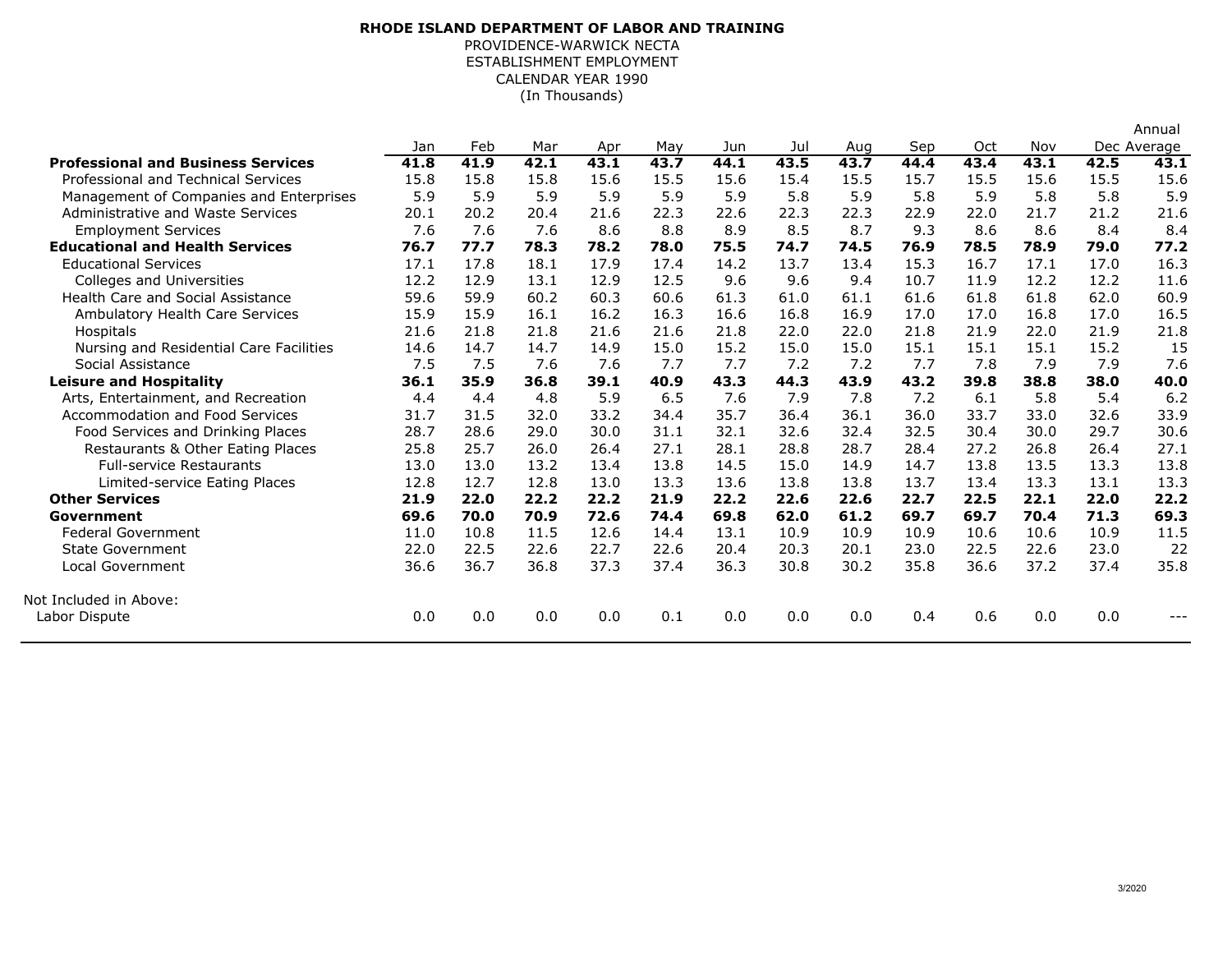**RHODE ISLAND DEPARTMENT OF LABOR AND TRAINING**
PROVIDENCE-WARWICK NECTA
ESTABLISHMENT EMPLOYMENT
CALENDAR YEAR 1990
(In Thousands)

| | Jan | Feb | Mar | Apr | May | Jun | Jul | Aug | Sep | Oct | Nov | Dec | Annual Average |
|---|---|---|---|---|---|---|---|---|---|---|---|---|---|
| **Professional and Business Services** | **41.8** | **41.9** | **42.1** | **43.1** | **43.7** | **44.1** | **43.5** | **43.7** | **44.4** | **43.4** | **43.1** | **42.5** | **43.1** |
| Professional and Technical Services | 15.8 | 15.8 | 15.8 | 15.6 | 15.5 | 15.6 | 15.4 | 15.5 | 15.7 | 15.5 | 15.6 | 15.5 | 15.6 |
| Management of Companies and Enterprises | 5.9 | 5.9 | 5.9 | 5.9 | 5.9 | 5.9 | 5.8 | 5.9 | 5.8 | 5.9 | 5.8 | 5.8 | 5.9 |
| Administrative and Waste Services | 20.1 | 20.2 | 20.4 | 21.6 | 22.3 | 22.6 | 22.3 | 22.3 | 22.9 | 22.0 | 21.7 | 21.2 | 21.6 |
| Employment Services | 7.6 | 7.6 | 7.6 | 8.6 | 8.8 | 8.9 | 8.5 | 8.7 | 9.3 | 8.6 | 8.6 | 8.4 | 8.4 |
| **Educational and Health Services** | **76.7** | **77.7** | **78.3** | **78.2** | **78.0** | **75.5** | **74.7** | **74.5** | **76.9** | **78.5** | **78.9** | **79.0** | **77.2** |
| Educational Services | 17.1 | 17.8 | 18.1 | 17.9 | 17.4 | 14.2 | 13.7 | 13.4 | 15.3 | 16.7 | 17.1 | 17.0 | 16.3 |
| Colleges and Universities | 12.2 | 12.9 | 13.1 | 12.9 | 12.5 | 9.6 | 9.6 | 9.4 | 10.7 | 11.9 | 12.2 | 12.2 | 11.6 |
| Health Care and Social Assistance | 59.6 | 59.9 | 60.2 | 60.3 | 60.6 | 61.3 | 61.0 | 61.1 | 61.6 | 61.8 | 61.8 | 62.0 | 60.9 |
| Ambulatory Health Care Services | 15.9 | 15.9 | 16.1 | 16.2 | 16.3 | 16.6 | 16.8 | 16.9 | 17.0 | 17.0 | 16.8 | 17.0 | 16.5 |
| Hospitals | 21.6 | 21.8 | 21.8 | 21.6 | 21.6 | 21.8 | 22.0 | 22.0 | 21.8 | 21.9 | 22.0 | 21.9 | 21.8 |
| Nursing and Residential Care Facilities | 14.6 | 14.7 | 14.7 | 14.9 | 15.0 | 15.2 | 15.0 | 15.0 | 15.1 | 15.1 | 15.1 | 15.2 | 15 |
| Social Assistance | 7.5 | 7.5 | 7.6 | 7.6 | 7.7 | 7.7 | 7.2 | 7.2 | 7.7 | 7.8 | 7.9 | 7.9 | 7.6 |
| **Leisure and Hospitality** | **36.1** | **35.9** | **36.8** | **39.1** | **40.9** | **43.3** | **44.3** | **43.9** | **43.2** | **39.8** | **38.8** | **38.0** | **40.0** |
| Arts, Entertainment, and Recreation | 4.4 | 4.4 | 4.8 | 5.9 | 6.5 | 7.6 | 7.9 | 7.8 | 7.2 | 6.1 | 5.8 | 5.4 | 6.2 |
| Accommodation and Food Services | 31.7 | 31.5 | 32.0 | 33.2 | 34.4 | 35.7 | 36.4 | 36.1 | 36.0 | 33.7 | 33.0 | 32.6 | 33.9 |
| Food Services and Drinking Places | 28.7 | 28.6 | 29.0 | 30.0 | 31.1 | 32.1 | 32.6 | 32.4 | 32.5 | 30.4 | 30.0 | 29.7 | 30.6 |
| Restaurants & Other Eating Places | 25.8 | 25.7 | 26.0 | 26.4 | 27.1 | 28.1 | 28.8 | 28.7 | 28.4 | 27.2 | 26.8 | 26.4 | 27.1 |
| Full-service Restaurants | 13.0 | 13.0 | 13.2 | 13.4 | 13.8 | 14.5 | 15.0 | 14.9 | 14.7 | 13.8 | 13.5 | 13.3 | 13.8 |
| Limited-service Eating Places | 12.8 | 12.7 | 12.8 | 13.0 | 13.3 | 13.6 | 13.8 | 13.8 | 13.7 | 13.4 | 13.3 | 13.1 | 13.3 |
| **Other Services** | **21.9** | **22.0** | **22.2** | **22.2** | **21.9** | **22.2** | **22.6** | **22.6** | **22.7** | **22.5** | **22.1** | **22.0** | **22.2** |
| **Government** | **69.6** | **70.0** | **70.9** | **72.6** | **74.4** | **69.8** | **62.0** | **61.2** | **69.7** | **69.7** | **70.4** | **71.3** | **69.3** |
| Federal Government | 11.0 | 10.8 | 11.5 | 12.6 | 14.4 | 13.1 | 10.9 | 10.9 | 10.9 | 10.6 | 10.6 | 10.9 | 11.5 |
| State Government | 22.0 | 22.5 | 22.6 | 22.7 | 22.6 | 20.4 | 20.3 | 20.1 | 23.0 | 22.5 | 22.6 | 23.0 | 22 |
| Local Government | 36.6 | 36.7 | 36.8 | 37.3 | 37.4 | 36.3 | 30.8 | 30.2 | 35.8 | 36.6 | 37.2 | 37.4 | 35.8 |
| Not Included in Above: | | | | | | | | | | | | | |
| Labor Dispute | 0.0 | 0.0 | 0.0 | 0.0 | 0.1 | 0.0 | 0.0 | 0.0 | 0.4 | 0.6 | 0.0 | 0.0 | --- |

3/2020